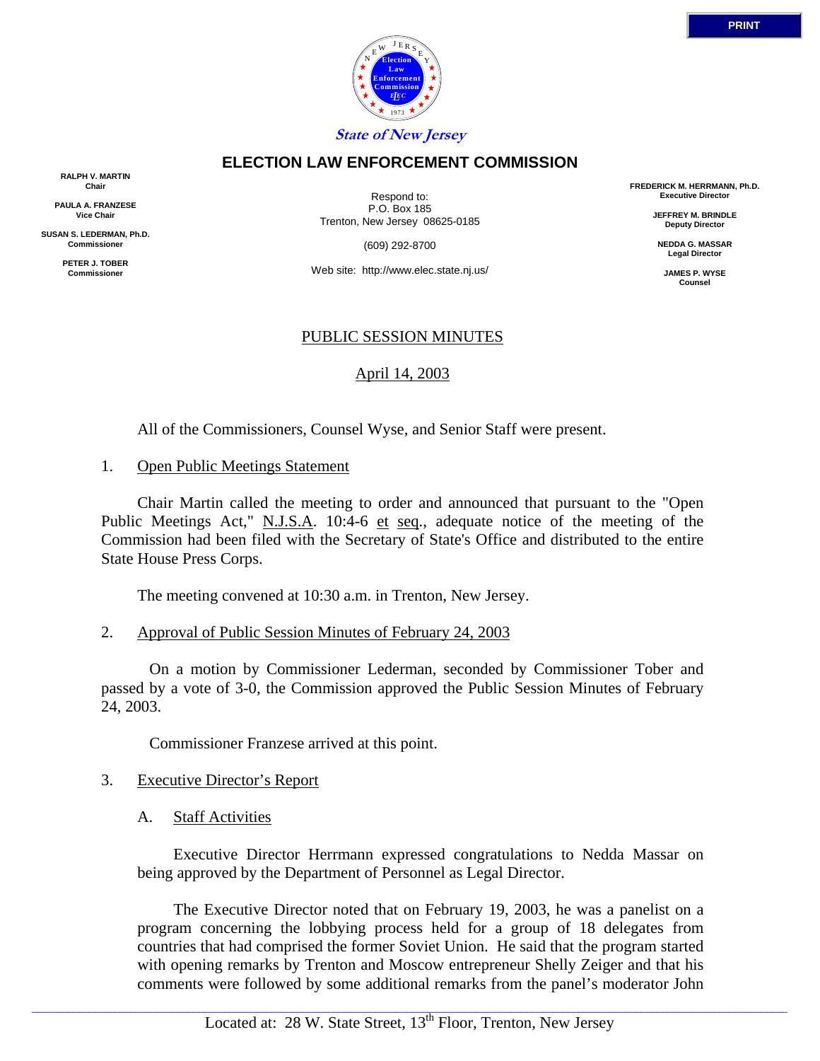State of New Jersey

# ELECTION LAW ENFORCEMENT COMMISSION

**RALPH V. MARTIN**
**Chair**

**PAULA A. FRANZESE**
**Vice Chair**

**SUSAN S. LEDERMAN, Ph.D.**
**Commissioner**

**PETER J. TOBER**
**Commissioner**

Respond to:
P.O. Box 185
Trenton, New Jersey 08625-0185

(609) 292-8700

Web site: http://www.elec.state.nj.us/

**FREDERICK M. HERRMANN, Ph.D.**
**Executive Director**

**JEFFREY M. BRINDLE**
**Deputy Director**

**NEDDA G. MASSAR**
**Legal Director**

**JAMES P. WYSE**
**Counsel**

## PUBLIC SESSION MINUTES

April 14, 2003

All of the Commissioners, Counsel Wyse, and Senior Staff were present.

1. Open Public Meetings Statement

Chair Martin called the meeting to order and announced that pursuant to the "Open Public Meetings Act," N.J.S.A. 10:4-6 et seq., adequate notice of the meeting of the Commission had been filed with the Secretary of State's Office and distributed to the entire State House Press Corps.

The meeting convened at 10:30 a.m. in Trenton, New Jersey.

2. Approval of Public Session Minutes of February 24, 2003

On a motion by Commissioner Lederman, seconded by Commissioner Tober and passed by a vote of 3-0, the Commission approved the Public Session Minutes of February 24, 2003.

Commissioner Franzese arrived at this point.

3. Executive Director's Report

A. Staff Activities

Executive Director Herrmann expressed congratulations to Nedda Massar on being approved by the Department of Personnel as Legal Director.

The Executive Director noted that on February 19, 2003, he was a panelist on a program concerning the lobbying process held for a group of 18 delegates from countries that had comprised the former Soviet Union. He said that the program started with opening remarks by Trenton and Moscow entrepreneur Shelly Zeiger and that his comments were followed by some additional remarks from the panel's moderator John

Located at: 28 W. State Street, 13th Floor, Trenton, New Jersey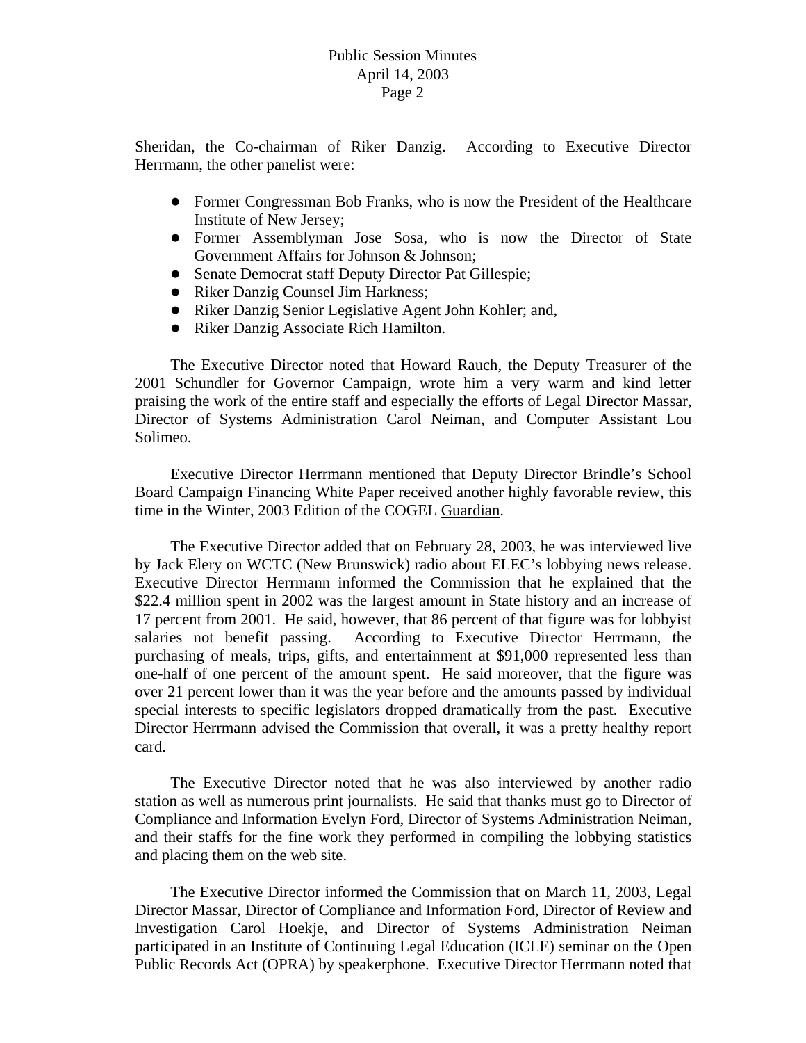Sheridan, the Co-chairman of Riker Danzig. According to Executive Director Herrmann, the other panelist were:

- Former Congressman Bob Franks, who is now the President of the Healthcare Institute of New Jersey;
- Former Assemblyman Jose Sosa, who is now the Director of State Government Affairs for Johnson & Johnson;
- Senate Democrat staff Deputy Director Pat Gillespie;
- Riker Danzig Counsel Jim Harkness;
- Riker Danzig Senior Legislative Agent John Kohler; and,
- Riker Danzig Associate Rich Hamilton.

The Executive Director noted that Howard Rauch, the Deputy Treasurer of the 2001 Schundler for Governor Campaign, wrote him a very warm and kind letter praising the work of the entire staff and especially the efforts of Legal Director Massar, Director of Systems Administration Carol Neiman, and Computer Assistant Lou Solimeo.

Executive Director Herrmann mentioned that Deputy Director Brindle's School Board Campaign Financing White Paper received another highly favorable review, this time in the Winter, 2003 Edition of the COGEL Guardian.

The Executive Director added that on February 28, 2003, he was interviewed live by Jack Elery on WCTC (New Brunswick) radio about ELEC's lobbying news release. Executive Director Herrmann informed the Commission that he explained that the $22.4 million spent in 2002 was the largest amount in State history and an increase of 17 percent from 2001. He said, however, that 86 percent of that figure was for lobbyist salaries not benefit passing. According to Executive Director Herrmann, the purchasing of meals, trips, gifts, and entertainment at $91,000 represented less than one-half of one percent of the amount spent. He said moreover, that the figure was over 21 percent lower than it was the year before and the amounts passed by individual special interests to specific legislators dropped dramatically from the past. Executive Director Herrmann advised the Commission that overall, it was a pretty healthy report card.

The Executive Director noted that he was also interviewed by another radio station as well as numerous print journalists. He said that thanks must go to Director of Compliance and Information Evelyn Ford, Director of Systems Administration Neiman, and their staffs for the fine work they performed in compiling the lobbying statistics and placing them on the web site.

The Executive Director informed the Commission that on March 11, 2003, Legal Director Massar, Director of Compliance and Information Ford, Director of Review and Investigation Carol Hoekje, and Director of Systems Administration Neiman participated in an Institute of Continuing Legal Education (ICLE) seminar on the Open Public Records Act (OPRA) by speakerphone. Executive Director Herrmann noted that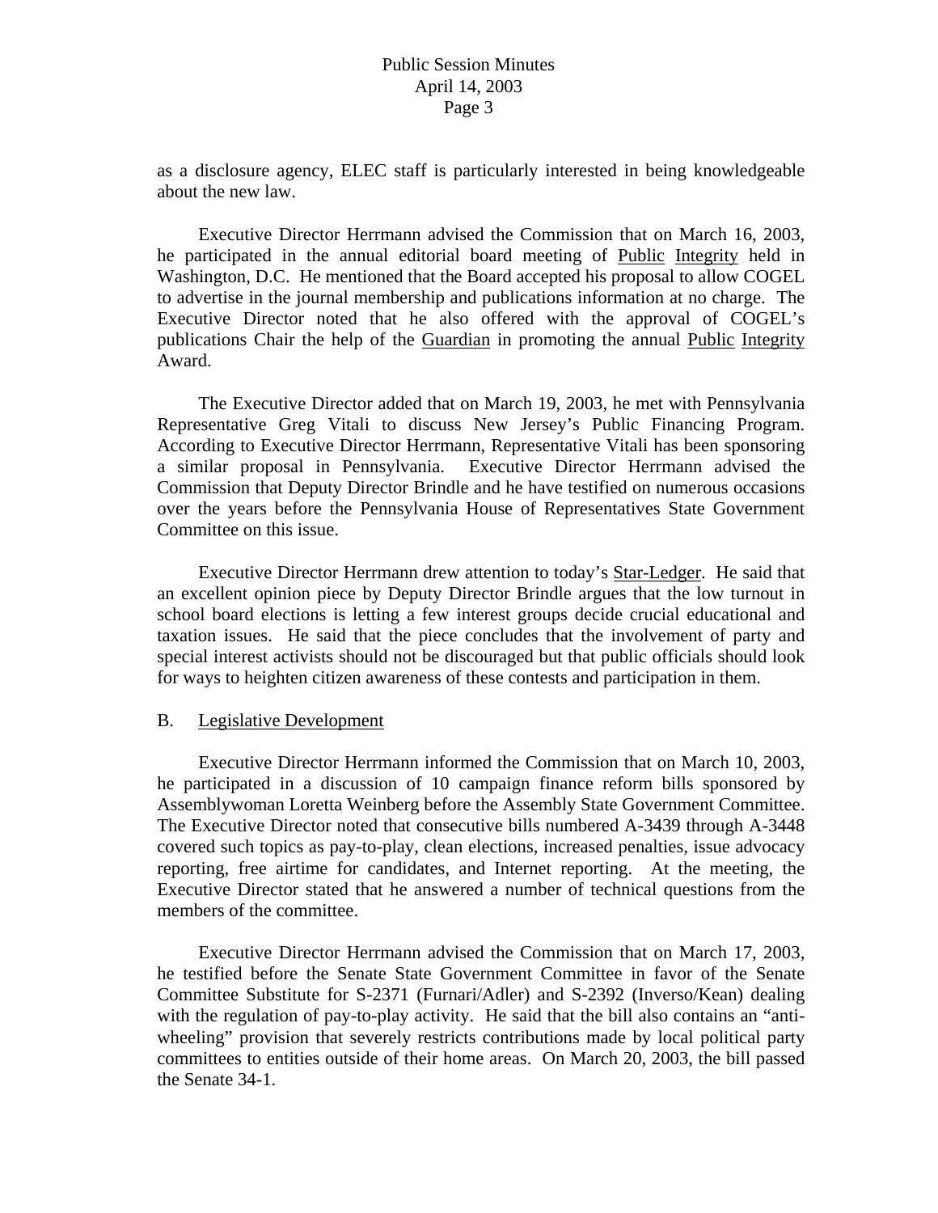as a disclosure agency, ELEC staff is particularly interested in being knowledgeable about the new law.

Executive Director Herrmann advised the Commission that on March 16, 2003, he participated in the annual editorial board meeting of Public Integrity held in Washington, D.C. He mentioned that the Board accepted his proposal to allow COGEL to advertise in the journal membership and publications information at no charge. The Executive Director noted that he also offered with the approval of COGEL's publications Chair the help of the Guardian in promoting the annual Public Integrity Award.

The Executive Director added that on March 19, 2003, he met with Pennsylvania Representative Greg Vitali to discuss New Jersey's Public Financing Program. According to Executive Director Herrmann, Representative Vitali has been sponsoring a similar proposal in Pennsylvania. Executive Director Herrmann advised the Commission that Deputy Director Brindle and he have testified on numerous occasions over the years before the Pennsylvania House of Representatives State Government Committee on this issue.

Executive Director Herrmann drew attention to today's Star-Ledger. He said that an excellent opinion piece by Deputy Director Brindle argues that the low turnout in school board elections is letting a few interest groups decide crucial educational and taxation issues. He said that the piece concludes that the involvement of party and special interest activists should not be discouraged but that public officials should look for ways to heighten citizen awareness of these contests and participation in them.

B. Legislative Development

Executive Director Herrmann informed the Commission that on March 10, 2003, he participated in a discussion of 10 campaign finance reform bills sponsored by Assemblywoman Loretta Weinberg before the Assembly State Government Committee. The Executive Director noted that consecutive bills numbered A-3439 through A-3448 covered such topics as pay-to-play, clean elections, increased penalties, issue advocacy reporting, free airtime for candidates, and Internet reporting. At the meeting, the Executive Director stated that he answered a number of technical questions from the members of the committee.

Executive Director Herrmann advised the Commission that on March 17, 2003, he testified before the Senate State Government Committee in favor of the Senate Committee Substitute for S-2371 (Furnari/Adler) and S-2392 (Inverso/Kean) dealing with the regulation of pay-to-play activity. He said that the bill also contains an "anti-wheeling" provision that severely restricts contributions made by local political party committees to entities outside of their home areas. On March 20, 2003, the bill passed the Senate 34-1.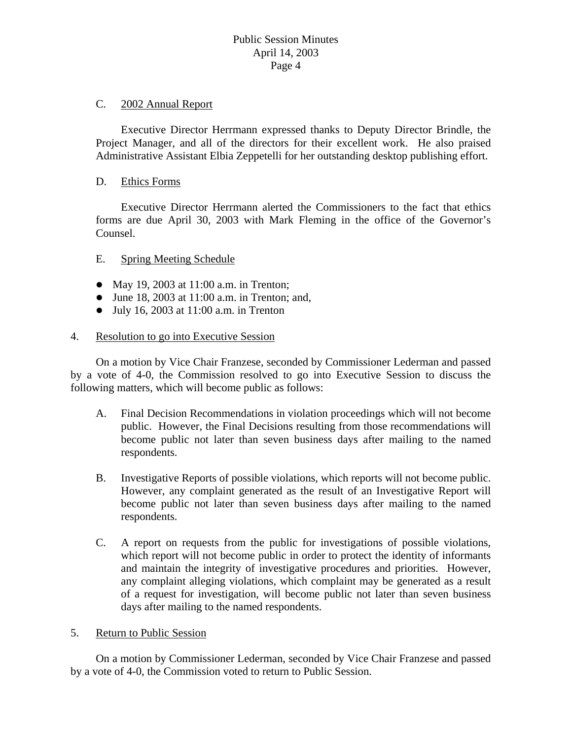C. <u>2002 Annual Report</u>

Executive Director Herrmann expressed thanks to Deputy Director Brindle, the Project Manager, and all of the directors for their excellent work. He also praised Administrative Assistant Elbia Zeppetelli for her outstanding desktop publishing effort.

D. <u>Ethics Forms</u>

Executive Director Herrmann alerted the Commissioners to the fact that ethics forms are due April 30, 2003 with Mark Fleming in the office of the Governor's Counsel.

E. <u>Spring Meeting Schedule</u>

- May 19, 2003 at 11:00 a.m. in Trenton;
- June 18, 2003 at 11:00 a.m. in Trenton; and,
- July 16, 2003 at 11:00 a.m. in Trenton

4. <u>Resolution to go into Executive Session</u>

On a motion by Vice Chair Franzese, seconded by Commissioner Lederman and passed by a vote of 4-0, the Commission resolved to go into Executive Session to discuss the following matters, which will become public as follows:

A. Final Decision Recommendations in violation proceedings which will not become public. However, the Final Decisions resulting from those recommendations will become public not later than seven business days after mailing to the named respondents.

B. Investigative Reports of possible violations, which reports will not become public. However, any complaint generated as the result of an Investigative Report will become public not later than seven business days after mailing to the named respondents.

C. A report on requests from the public for investigations of possible violations, which report will not become public in order to protect the identity of informants and maintain the integrity of investigative procedures and priorities. However, any complaint alleging violations, which complaint may be generated as a result of a request for investigation, will become public not later than seven business days after mailing to the named respondents.

5. <u>Return to Public Session</u>

On a motion by Commissioner Lederman, seconded by Vice Chair Franzese and passed by a vote of 4-0, the Commission voted to return to Public Session.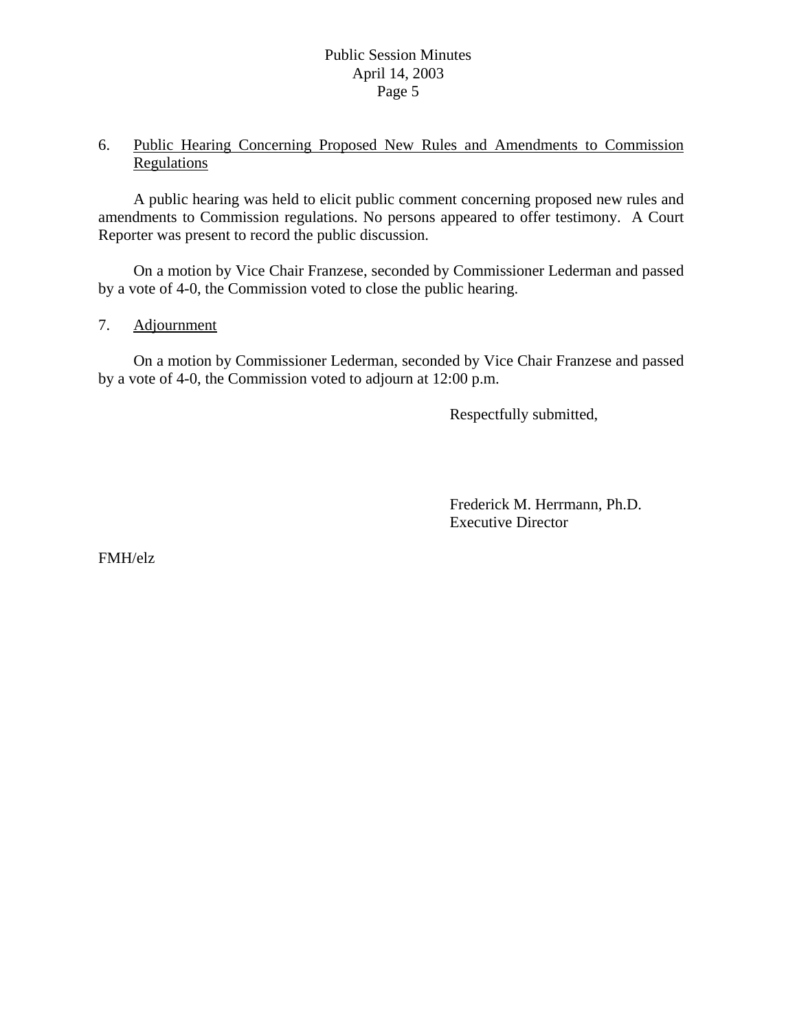6. Public Hearing Concerning Proposed New Rules and Amendments to Commission Regulations

A public hearing was held to elicit public comment concerning proposed new rules and amendments to Commission regulations. No persons appeared to offer testimony. A Court Reporter was present to record the public discussion.

On a motion by Vice Chair Franzese, seconded by Commissioner Lederman and passed by a vote of 4-0, the Commission voted to close the public hearing.

7. Adjournment

On a motion by Commissioner Lederman, seconded by Vice Chair Franzese and passed by a vote of 4-0, the Commission voted to adjourn at 12:00 p.m.

Respectfully submitted,

Frederick M. Herrmann, Ph.D.
Executive Director

FMH/elz